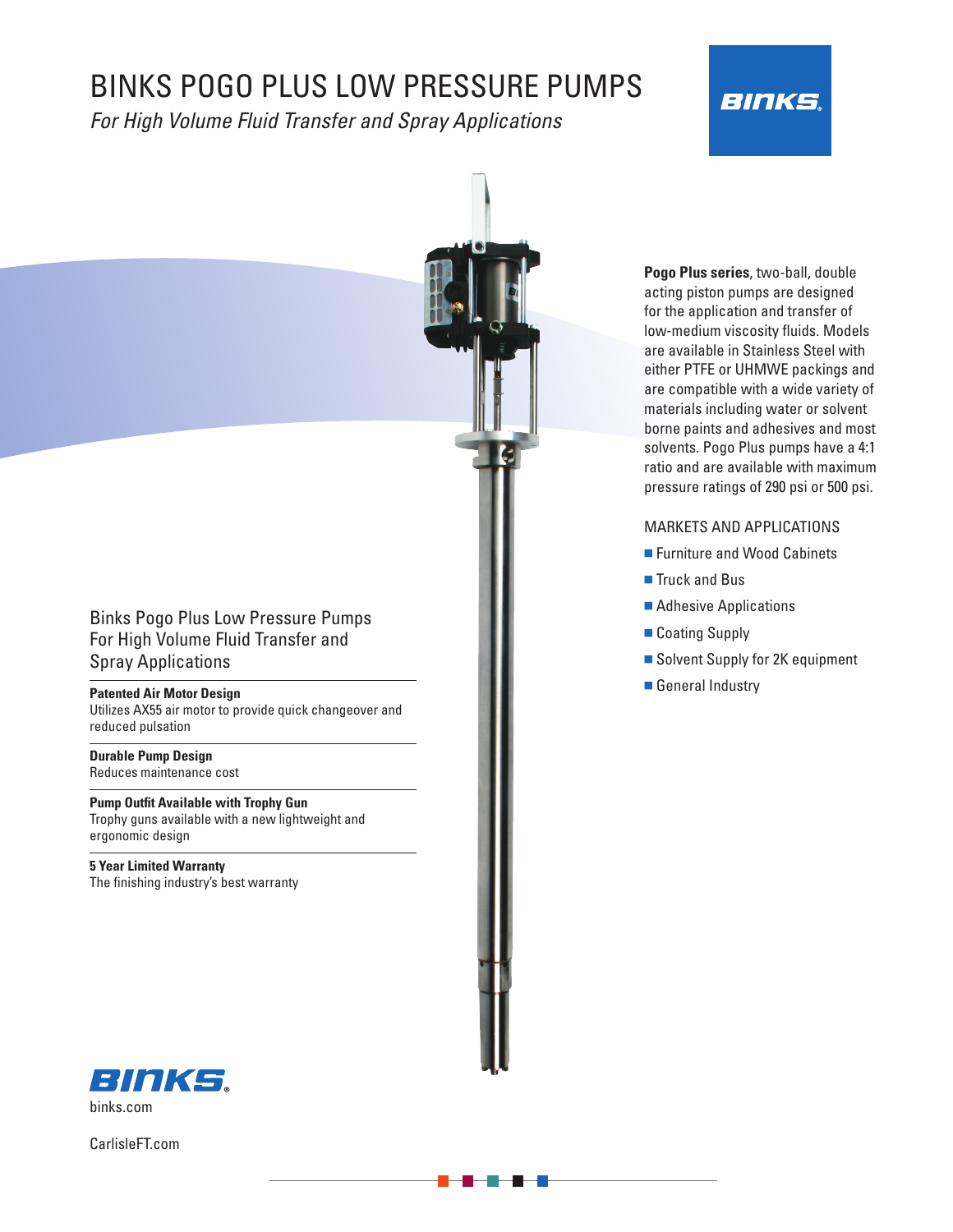# BINKS POGO PLUS LOW PRESSURE PUMPS

*For High Volume Fluid Transfer and Spray Applications*

**Pogo Plus series**, two-ball, double acting piston pumps are designed for the application and transfer of low-medium viscosity fluids. Models are available in Stainless Steel with either PTFE or UHMWE packings and are compatible with a wide variety of materials including water or solvent borne paints and adhesives and most solvents. Pogo Plus pumps have a 4:1 ratio and are available with maximum pressure ratings of 290 psi or 500 psi.

## MARKETS AND APPLICATIONS

- Furniture and Wood Cabinets
- Truck and Bus
- Adhesive Applications
- Coating Supply
- Solvent Supply for 2K equipment
- General Industry

## Binks Pogo Plus Low Pressure Pumps For High Volume Fluid Transfer and Spray Applications

**Patented Air Motor Design**
Utilizes AX55 air motor to provide quick changeover and reduced pulsation

**Durable Pump Design**
Reduces maintenance cost

**Pump Outfit Available with Trophy Gun**
Trophy guns available with a new lightweight and ergonomic design

**5 Year Limited Warranty**
The finishing industry's best warranty

binks.com

CarlisleFT.com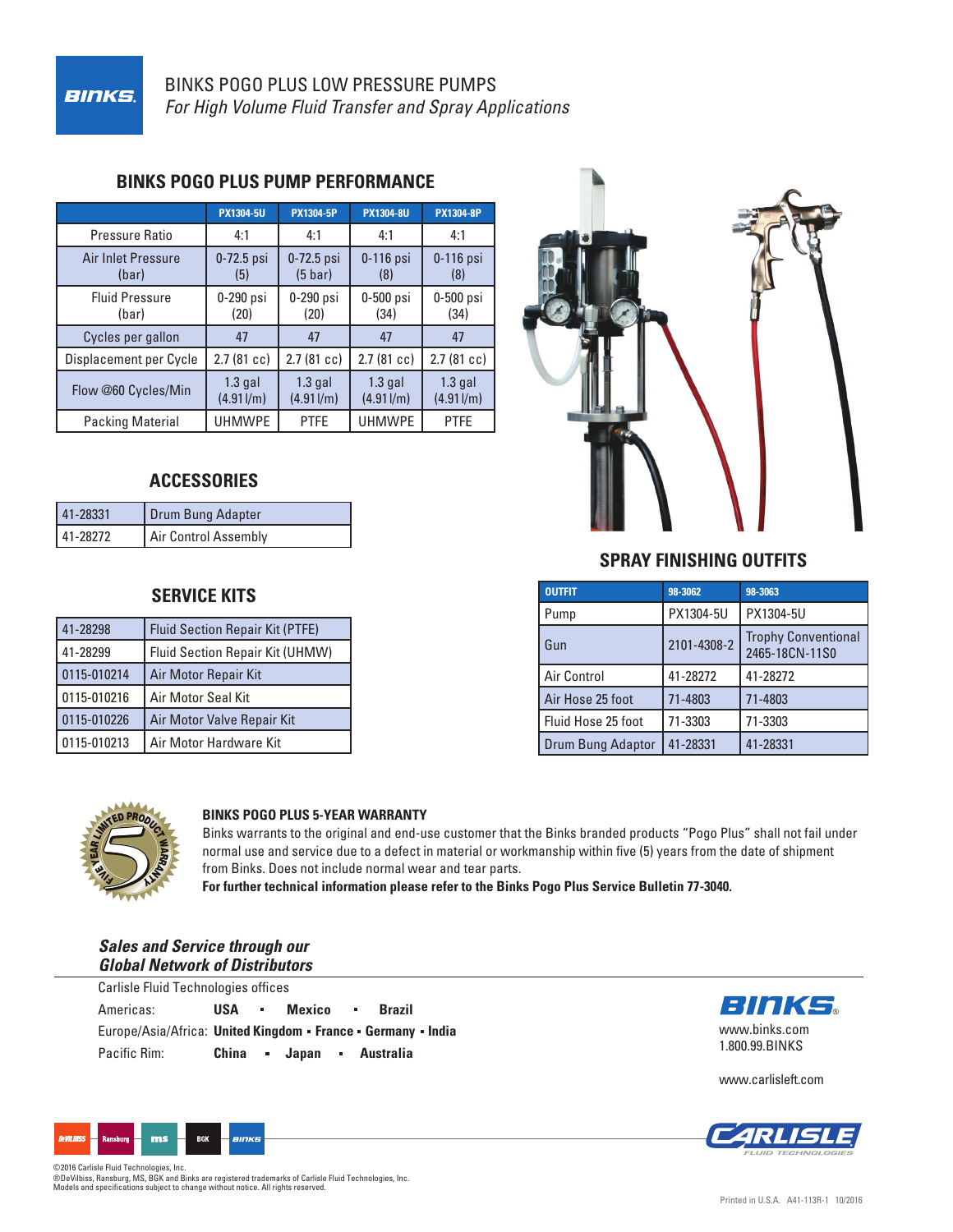# BINKS POGO PLUS LOW PRESSURE PUMPS

*For High Volume Fluid Transfer and Spray Applications*

## BINKS POGO PLUS PUMP PERFORMANCE

| | PX1304-5U | PX1304-5P | PX1304-8U | PX1304-8P |
|---|---|---|---|---|
| Pressure Ratio | 4:1 | 4:1 | 4:1 | 4:1 |
| Air Inlet Pressure (bar) | 0-72.5 psi (5) | 0-72.5 psi (5 bar) | 0-116 psi (8) | 0-116 psi (8) |
| Fluid Pressure (bar) | 0-290 psi (20) | 0-290 psi (20) | 0-500 psi (34) | 0-500 psi (34) |
| Cycles per gallon | 47 | 47 | 47 | 47 |
| Displacement per Cycle | 2.7 (81 cc) | 2.7 (81 cc) | 2.7 (81 cc) | 2.7 (81 cc) |
| Flow @60 Cycles/Min | 1.3 gal (4.91 l/m) | 1.3 gal (4.91 l/m) | 1.3 gal (4.91 l/m) | 1.3 gal (4.91 l/m) |
| Packing Material | UHMWPE | PTFE | UHMWPE | PTFE |

## ACCESSORIES

| | |
|---|---|
| 41-28331 | Drum Bung Adapter |
| 41-28272 | Air Control Assembly |

## SERVICE KITS

| | |
|---|---|
| 41-28298 | Fluid Section Repair Kit (PTFE) |
| 41-28299 | Fluid Section Repair Kit (UHMW) |
| 0115-010214 | Air Motor Repair Kit |
| 0115-010216 | Air Motor Seal Kit |
| 0115-010226 | Air Motor Valve Repair Kit |
| 0115-010213 | Air Motor Hardware Kit |

## SPRAY FINISHING OUTFITS

| OUTFIT | 98-3062 | 98-3063 |
|---|---|---|
| Pump | PX1304-5U | PX1304-5U |
| Gun | 2101-4308-2 | Trophy Conventional 2465-18CN-11S0 |
| Air Control | 41-28272 | 41-28272 |
| Air Hose 25 foot | 71-4803 | 71-4803 |
| Fluid Hose 25 foot | 71-3303 | 71-3303 |
| Drum Bung Adaptor | 41-28331 | 41-28331 |

### BINKS POGO PLUS 5-YEAR WARRANTY

Binks warrants to the original and end-use customer that the Binks branded products "Pogo Plus" shall not fail under normal use and service due to a defect in material or workmanship within five (5) years from the date of shipment from Binks. Does not include normal wear and tear parts.

**For further technical information please refer to the Binks Pogo Plus Service Bulletin 77-3040.**

***Sales and Service through our Global Network of Distributors***

Carlisle Fluid Technologies offices

Americas: **USA ▪ Mexico ▪ Brazil**

Europe/Asia/Africa: **United Kingdom ▪ France ▪ Germany ▪ India**

Pacific Rim: **China ▪ Japan ▪ Australia**

BINKS
www.binks.com
1.800.99.BINKS

www.carlisleft.com

CARLISLE FLUID TECHNOLOGIES

©2016 Carlisle Fluid Technologies, Inc.
®DeVilbiss, Ransburg, MS, BGK and Binks are registered trademarks of Carlisle Fluid Technologies, Inc.
Models and specifications subject to change without notice. All rights reserved.

Printed in U.S.A. A41-113R-1 10/2016